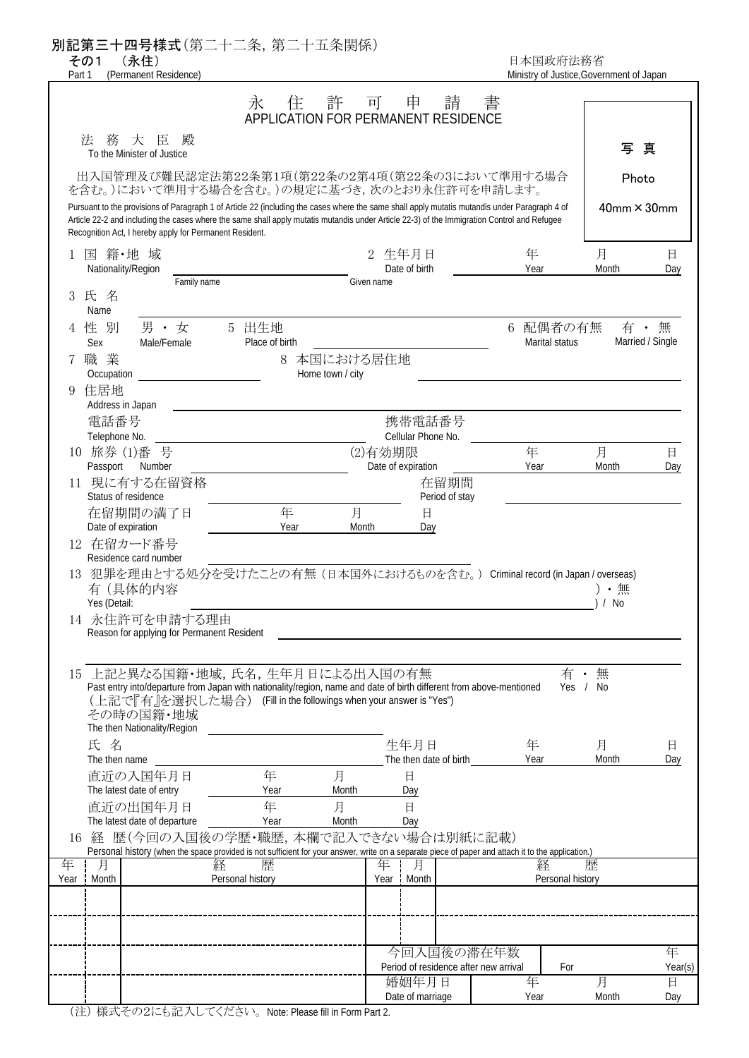**別記第三十四号様式**（第二十二条，第二十五条関係）

**その1**　（永住）
Part 1　(Permanent Residence)

日本国政府法務省
Ministry of Justice,Government of Japan

# 永　住　許　可　申　請　書
## APPLICATION FOR PERMANENT RESIDENCE

**写 真**
Photo
40mm × 30mm

法　務　大　臣　殿
To the Minister of Justice

出入国管理及び難民認定法第22条第1項(第22条の2第4項(第22条の3において準用する場合を含む。)において準用する場合を含む。)の規定に基づき，次のとおり永住許可を申請します。

Pursuant to the provisions of Paragraph 1 of Article 22 (including the cases where the same shall apply mutatis mutandis under Paragraph 4 of Article 22-2 and including the cases where the same shall apply mutatis mutandis under Article 22-3) of the Immigration Control and Refugee Recognition Act, I hereby apply for Permanent Resident.

1 国　籍・地　域 Nationality/Region ________　2 生年月日 Date of birth ____ 年 Year ____ 月 Month ____ 日 Day

3 氏 名 Name　Family name ________ Given name ________

4 性 別 Sex　男・女 Male/Female　5 出生地 Place of birth ________　6 配偶者の有無 Marital status　有・無 Married / Single

7 職 業 Occupation ________　8 本国における居住地 Home town / city ________

9 住居地 Address in Japan ________

電話番号 Telephone No. ________　携帯電話番号 Cellular Phone No. ________

10 旅券 Passport (1)番　号 Number ________　(2)有効期限 Date of expiration ____ 年 Year ____ 月 Month ____ 日 Day

11 現に有する在留資格 Status of residence ________　在留期間 Period of stay ________

在留期間の満了日 Date of expiration ____ 年 Year ____ 月 Month ____ 日 Day

12 在留カード番号 Residence card number ________

13 犯罪を理由とする処分を受けたことの有無（日本国外におけるものを含む。） Criminal record (in Japan / overseas)

有（具体的内容 Yes (Detail: ________ ）・無 ) / No

14 永住許可を申請する理由 Reason for applying for Permanent Resident ________

15 上記と異なる国籍・地域，氏名，生年月日による出入国の有無　有・無 Yes / No
Past entry into/departure from Japan with nationality/region, name and date of birth different from above-mentioned

(上記で『有』を選択した場合) (Fill in the followings when your answer is "Yes")

その時の国籍・地域 The then Nationality/Region ________

氏 名 The then name ________　生年月日 The then date of birth ____ 年 Year ____ 月 Month ____ 日 Day

直近の入国年月日 The latest date of entry ____ 年 Year ____ 月 Month ____ 日 Day

直近の出国年月日 The latest date of departure ____ 年 Year ____ 月 Month ____ 日 Day

16 経　歴（今回の入国後の学歴・職歴，本欄で記入できない場合は別紙に記載）
Personal history (when the space provided is not sufficient for your answer, write on a separate piece of paper and attach it to the application.)

| 年 Year | 月 Month | 経　歴 Personal history | 年 Year | 月 Month | 経　歴 Personal history |
|---|---|---|---|---|---|
| | | | | | |
| | | | | | |
| | | | 今回入国後の滞在年数 Period of residence after new arrival | | For ____ 年 Year(s) |
| | | | 婚姻年月日 Date of marriage | | ____ 年 Year ____ 月 Month ____ 日 Day |

(注) 様式その2にも記入してください。 Note: Please fill in Form Part 2.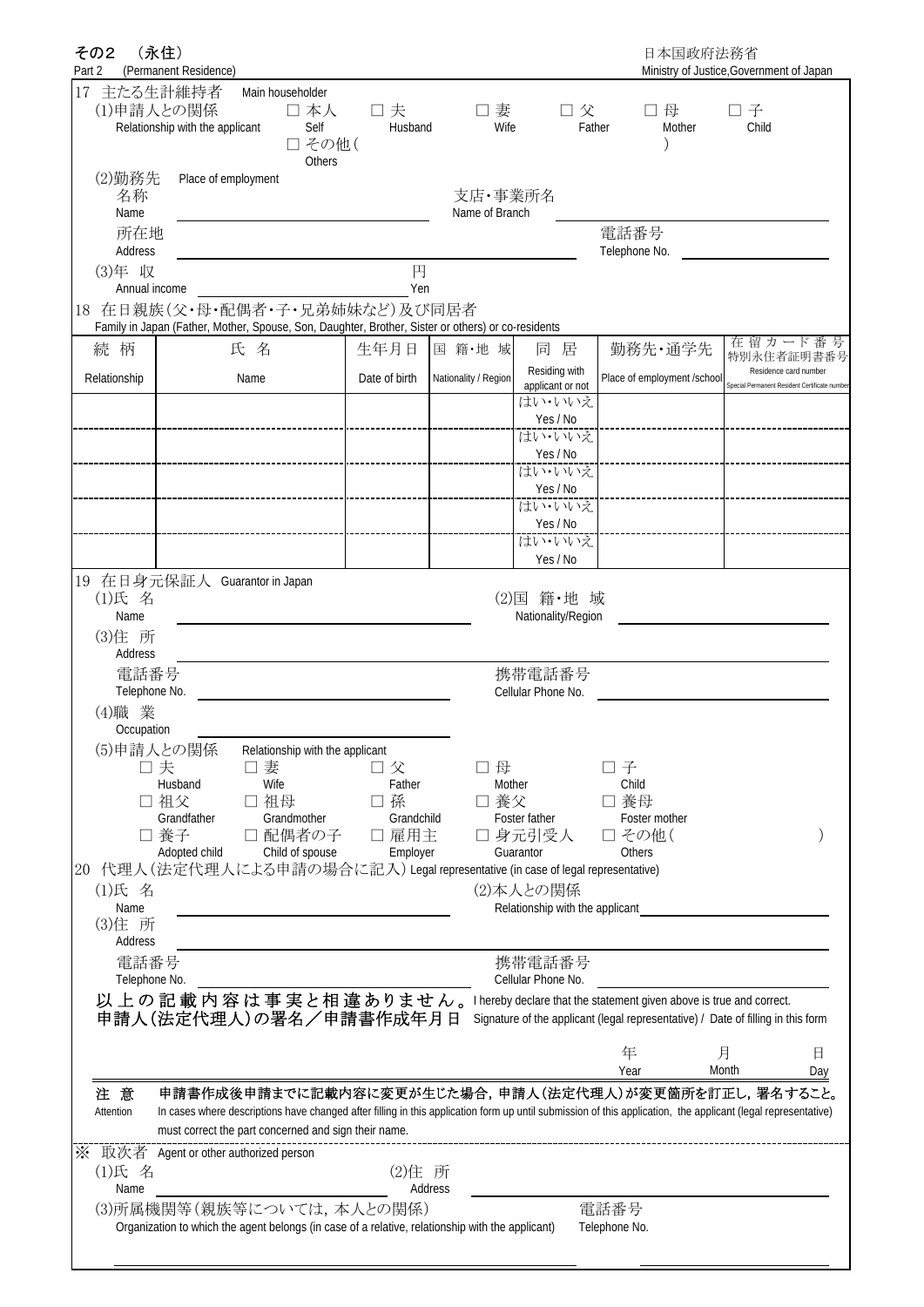その2　（永住）
Part 2　(Permanent Residence)

日本国政府法務省
Ministry of Justice,Government of Japan

17 主たる生計維持者　Main householder

(1)申請人との関係　Relationship with the applicant
□ 本人 Self　□ 夫 Husband　□ 妻 Wife　□ 父 Father　□ 母 Mother　□ 子 Child
□ その他（　　　） Others

(2)勤務先　Place of employment
名称 Name　＿＿＿＿＿＿＿＿　支店・事業所名 Name of Branch　＿＿＿＿＿＿＿＿
所在地 Address　＿＿＿＿＿＿＿＿　電話番号 Telephone No.　＿＿＿＿＿＿＿＿

(3)年 収 Annual income　＿＿＿＿＿＿＿＿ 円 Yen

18 在日親族（父・母・配偶者・子・兄弟姉妹など）及び同居者
Family in Japan (Father, Mother, Spouse, Son, Daughter, Brother, Sister or others) or co-residents

| 続 柄<br>Relationship | 氏 名<br>Name | 生年月日<br>Date of birth | 国 籍・地 域<br>Nationality / Region | 同 居<br>Residing with applicant or not | 勤務先・通学先<br>Place of employment /school | 在 留 カ ー ド 番 号<br>特別永住者証明書番号<br>Residence card number<br>Special Permanent Resident Certificate number |
|---|---|---|---|---|---|---|
| | | | | はい・いいえ<br>Yes / No | | |
| | | | | はい・いいえ<br>Yes / No | | |
| | | | | はい・いいえ<br>Yes / No | | |
| | | | | はい・いいえ<br>Yes / No | | |
| | | | | はい・いいえ<br>Yes / No | | |

19 在日身元保証人　Guarantor in Japan

(1)氏 名 Name　＿＿＿＿＿＿＿＿　(2)国 籍・地 域 Nationality/Region　＿＿＿＿＿＿＿＿
(3)住 所 Address　＿＿＿＿＿＿＿＿
電話番号 Telephone No.　＿＿＿＿＿＿＿＿　携帯電話番号 Cellular Phone No.　＿＿＿＿＿＿＿＿
(4)職 業 Occupation　＿＿＿＿＿＿＿＿
(5)申請人との関係　Relationship with the applicant
□ 夫 Husband　□ 妻 Wife　□ 父 Father　□ 母 Mother　□ 子 Child
□ 祖父 Grandfather　□ 祖母 Grandmother　□ 孫 Grandchild　□ 養父 Foster father　□ 養母 Foster mother
□ 養子 Adopted child　□ 配偶者の子 Child of spouse　□ 雇用主 Employer　□ 身元引受人 Guarantor　□ その他（　　　） Others

20 代理人（法定代理人による申請の場合に記入） Legal representative (in case of legal representative)

(1)氏 名 Name　＿＿＿＿＿＿＿＿　(2)本人との関係 Relationship with the applicant　＿＿＿＿＿＿＿＿
(3)住 所 Address　＿＿＿＿＿＿＿＿
電話番号 Telephone No.　＿＿＿＿＿＿＿＿　携帯電話番号 Cellular Phone No.　＿＿＿＿＿＿＿＿

**以上の記載内容は事実と相違ありません。** I hereby declare that the statement given above is true and correct.
**申請人（法定代理人）の署名／申請書作成年月日**　Signature of the applicant (legal representative) / Date of filling in this form

年 Year　月 Month　日 Day

**注 意**　**申請書作成後申請までに記載内容に変更が生じた場合，申請人（法定代理人）が変更箇所を訂正し，署名すること。**
Attention　In cases where descriptions have changed after filling in this application form up until submission of this application, the applicant (legal representative) must correct the part concerned and sign their name.

※ 取次者　Agent or other authorized person

(1)氏 名 Name　＿＿＿＿＿＿＿＿　(2)住 所 Address　＿＿＿＿＿＿＿＿
(3)所属機関等（親族等については，本人との関係） Organization to which the agent belongs (in case of a relative, relationship with the applicant)　＿＿＿＿＿＿＿＿
電話番号 Telephone No.　＿＿＿＿＿＿＿＿